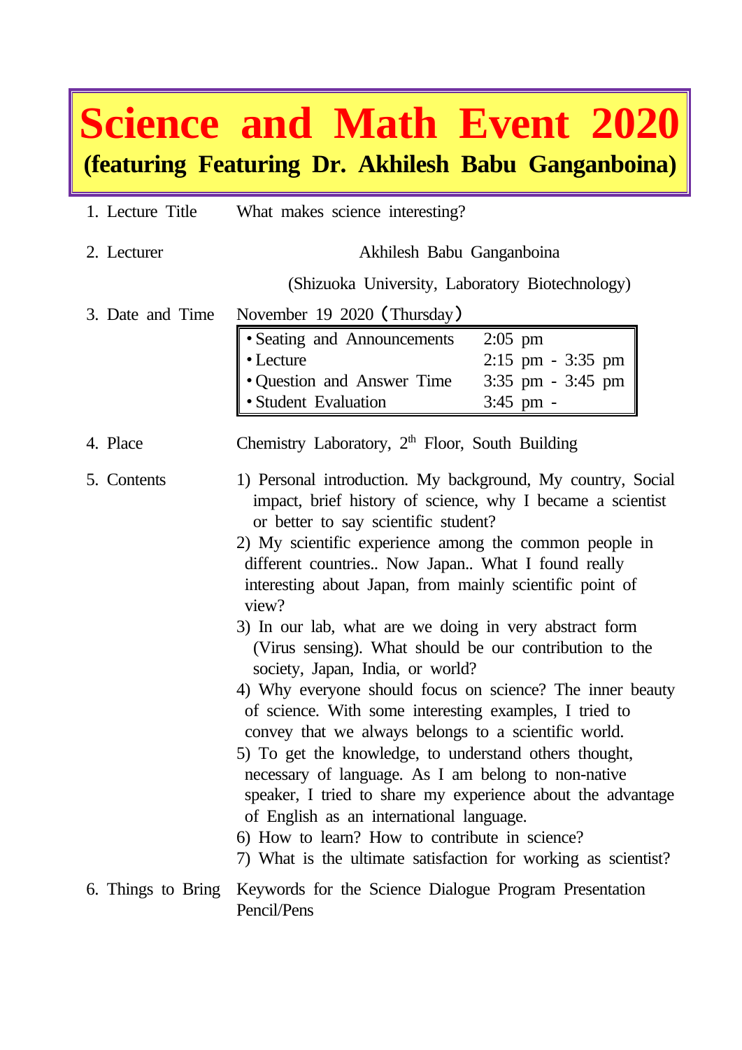# Science and Math Event 2020

**(featuring Featuring Dr. Akhilesh Babu Ganganboina)**

1. Lecture Title  What makes science interesting?

2. Lecturer  Akhilesh Babu Ganganboina

   (Shizuoka University, Laboratory Biotechnology)

3. Date and Time  November 19 2020（Thursday）

| | |
|---|---|
| • Seating and Announcements | 2:05 pm |
| • Lecture | 2:15 pm - 3:35 pm |
| • Question and Answer Time | 3:35 pm - 3:45 pm |
| • Student Evaluation | 3:45 pm - |

4. Place  Chemistry Laboratory, 2th Floor, South Building

5. Contents

   1) Personal introduction. My background, My country, Social impact, brief history of science, why I became a scientist or better to say scientific student?
   2) My scientific experience among the common people in different countries.. Now Japan.. What I found really interesting about Japan, from mainly scientific point of view?
   3) In our lab, what are we doing in very abstract form (Virus sensing). What should be our contribution to the society, Japan, India, or world?
   4) Why everyone should focus on science? The inner beauty of science. With some interesting examples, I tried to convey that we always belongs to a scientific world.
   5) To get the knowledge, to understand others thought, necessary of language. As I am belong to non-native speaker, I tried to share my experience about the advantage of English as an international language.
   6) How to learn? How to contribute in science?
   7) What is the ultimate satisfaction for working as scientist?

6. Things to Bring  Keywords for the Science Dialogue Program Presentation

   Pencil/Pens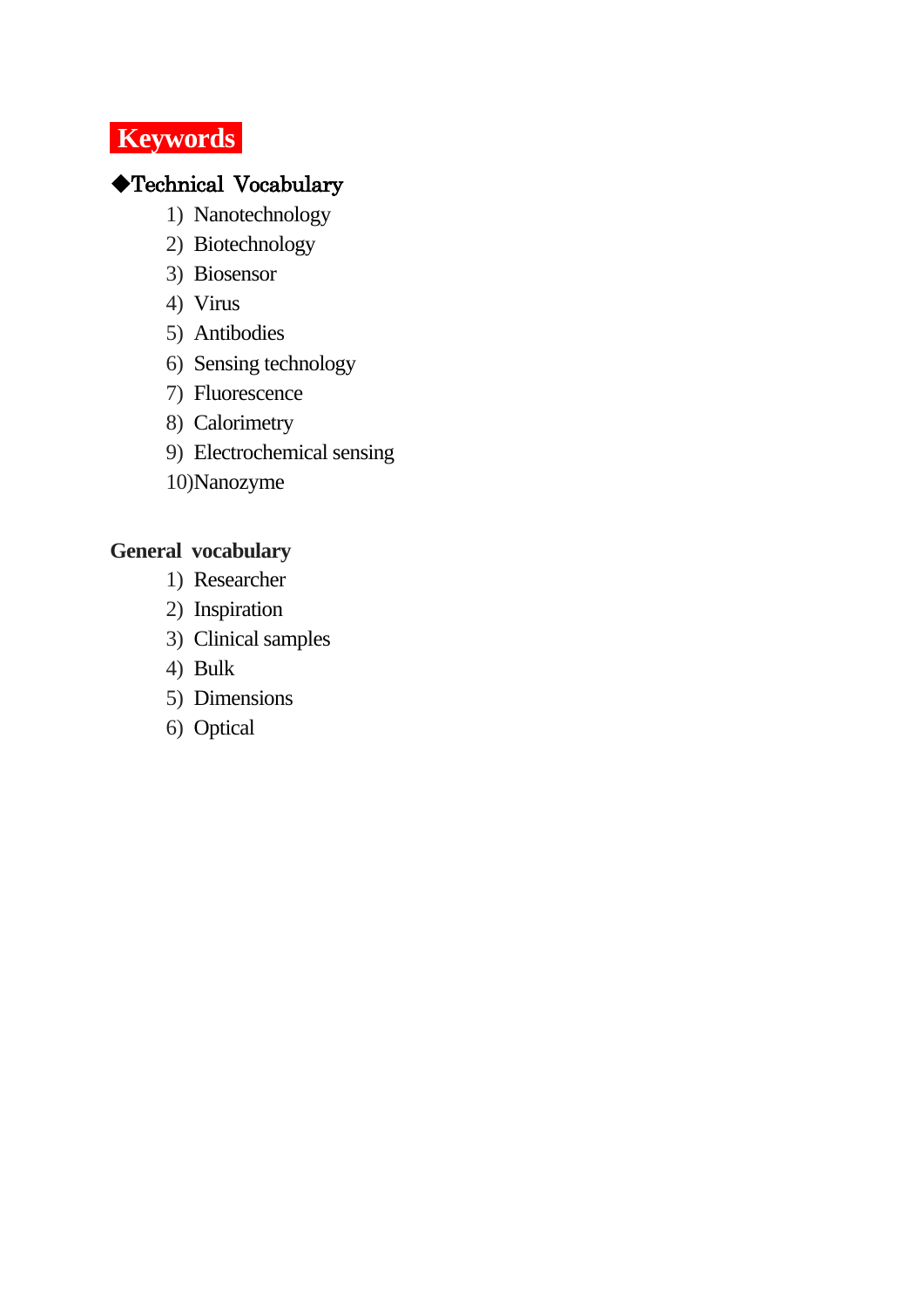# Keywords

## ◆Technical Vocabulary

1) Nanotechnology
2) Biotechnology
3) Biosensor
4) Virus
5) Antibodies
6) Sensing technology
7) Fluorescence
8) Calorimetry
9) Electrochemical sensing
10) Nanozyme

**General vocabulary**

1) Researcher
2) Inspiration
3) Clinical samples
4) Bulk
5) Dimensions
6) Optical